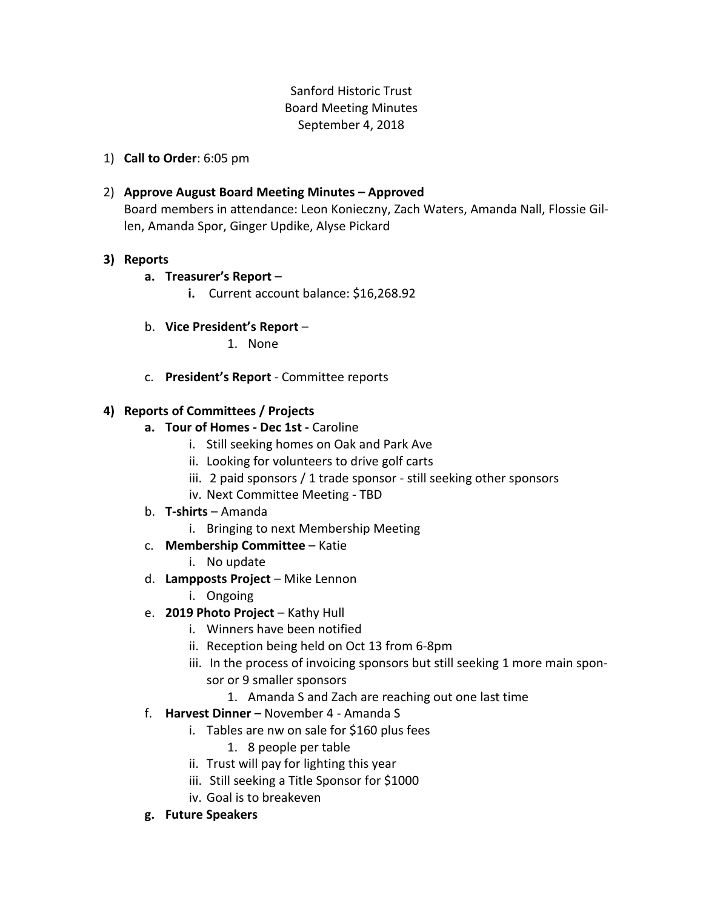Sanford Historic Trust
Board Meeting Minutes
September 4, 2018

1) **Call to Order**: 6:05 pm

2) **Approve August Board Meeting Minutes – Approved**
   Board members in attendance: Leon Konieczny, Zach Waters, Amanda Nall, Flossie Gillen, Amanda Spor, Ginger Updike, Alyse Pickard

3) **Reports**
   a. **Treasurer's Report** –
      i. Current account balance: $16,268.92

   b. **Vice President's Report** –
      1. None

   c. **President's Report** - Committee reports

4) **Reports of Committees / Projects**
   a. **Tour of Homes - Dec 1st -** Caroline
      i. Still seeking homes on Oak and Park Ave
      ii. Looking for volunteers to drive golf carts
      iii. 2 paid sponsors / 1 trade sponsor - still seeking other sponsors
      iv. Next Committee Meeting - TBD
   b. **T-shirts** – Amanda
      i. Bringing to next Membership Meeting
   c. **Membership Committee** – Katie
      i. No update
   d. **Lampposts Project** – Mike Lennon
      i. Ongoing
   e. **2019 Photo Project** – Kathy Hull
      i. Winners have been notified
      ii. Reception being held on Oct 13 from 6-8pm
      iii. In the process of invoicing sponsors but still seeking 1 more main sponsor or 9 smaller sponsors
         1. Amanda S and Zach are reaching out one last time
   f. **Harvest Dinner** – November 4 - Amanda S
      i. Tables are nw on sale for $160 plus fees
         1. 8 people per table
      ii. Trust will pay for lighting this year
      iii. Still seeking a Title Sponsor for $1000
      iv. Goal is to breakeven
   g. **Future Speakers**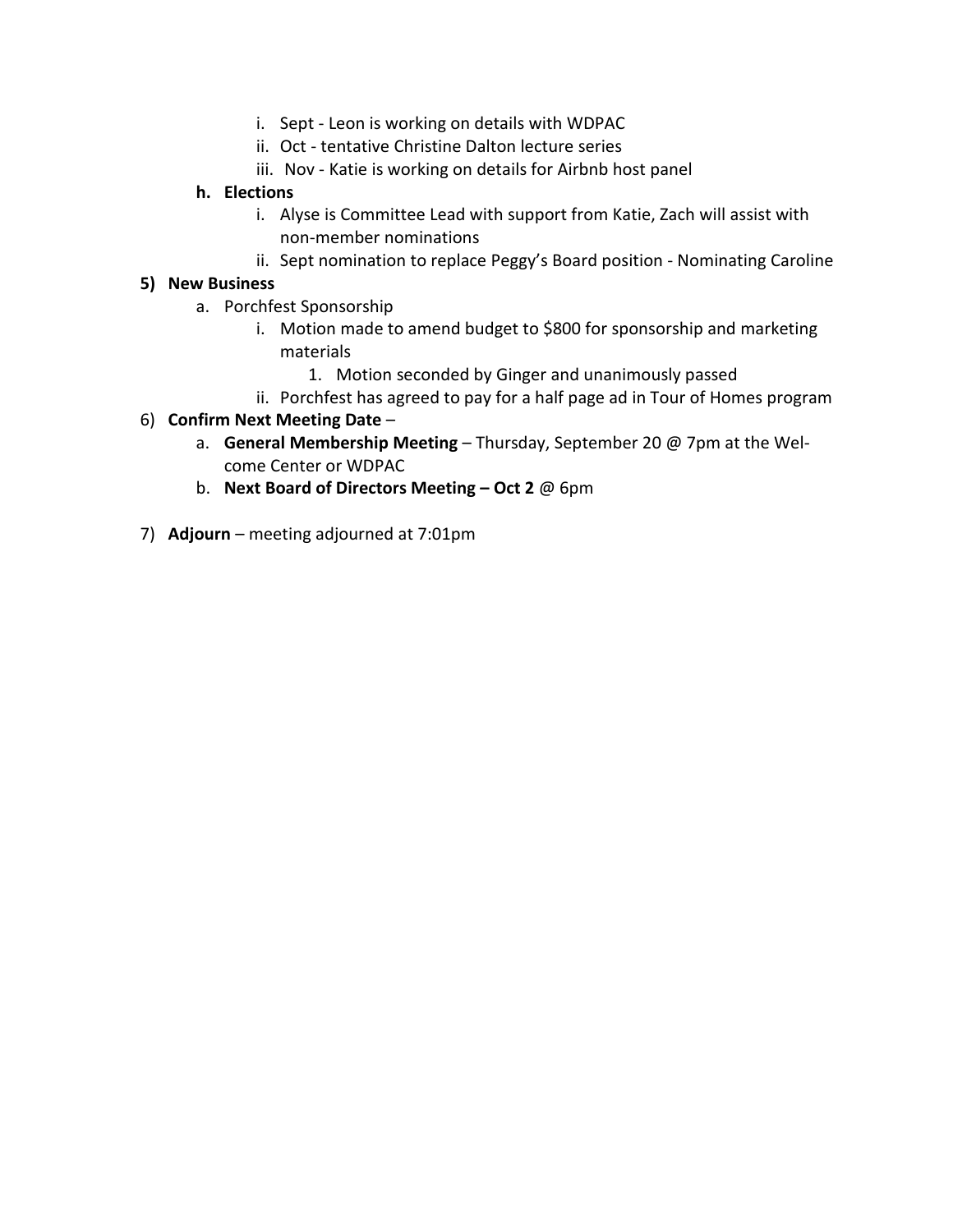i. Sept - Leon is working on details with WDPAC
      ii. Oct - tentative Christine Dalton lecture series
      iii. Nov - Katie is working on details for Airbnb host panel

   **h. Elections**
      i. Alyse is Committee Lead with support from Katie, Zach will assist with non-member nominations
      ii. Sept nomination to replace Peggy's Board position - Nominating Caroline

**5) New Business**

   a. Porchfest Sponsorship
      i. Motion made to amend budget to $800 for sponsorship and marketing materials
         1. Motion seconded by Ginger and unanimously passed
      ii. Porchfest has agreed to pay for a half page ad in Tour of Homes program

6) **Confirm Next Meeting Date** –

   a. **General Membership Meeting** – Thursday, September 20 @ 7pm at the Welcome Center or WDPAC
   b. **Next Board of Directors Meeting – Oct 2** @ 6pm

7) **Adjourn** – meeting adjourned at 7:01pm